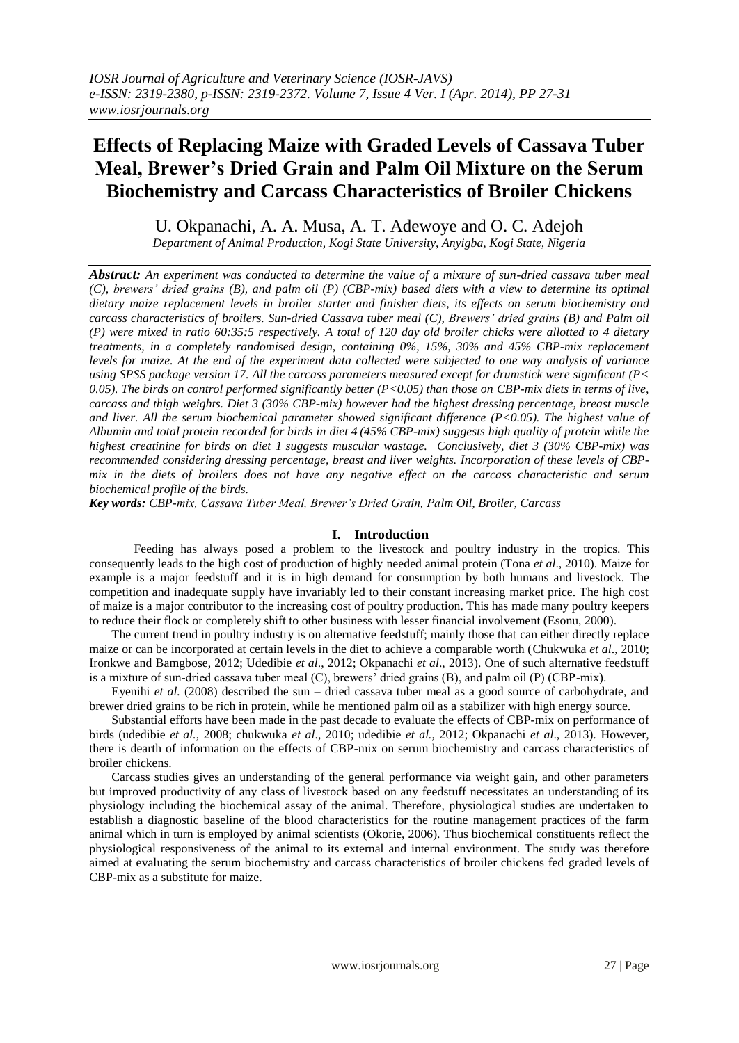# Effects of Replacing Maize with Graded Levels of Cassava Tuber Meal, Brewer's Dried Grain and Palm Oil Mixture on the Serum Biochemistry and Carcass Characteristics of Broiler Chickens

U. Okpanachi, A. A. Musa, A. T. Adewoye and O. C. Adejoh

*Department of Animal Production, Kogi State University, Anyigba, Kogi State, Nigeria*

***Abstract:*** *An experiment was conducted to determine the value of a mixture of sun-dried cassava tuber meal (C), brewers' dried grains (B), and palm oil (P) (CBP-mix) based diets with a view to determine its optimal dietary maize replacement levels in broiler starter and finisher diets, its effects on serum biochemistry and carcass characteristics of broilers. Sun-dried Cassava tuber meal (C), Brewers' dried grains (B) and Palm oil (P) were mixed in ratio 60:35:5 respectively. A total of 120 day old broiler chicks were allotted to 4 dietary treatments, in a completely randomised design, containing 0%, 15%, 30% and 45% CBP-mix replacement levels for maize. At the end of the experiment data collected were subjected to one way analysis of variance using SPSS package version 17. All the carcass parameters measured except for drumstick were significant ($P<0.05$). The birds on control performed significantly better ($P<0.05$) than those on CBP-mix diets in terms of live, carcass and thigh weights. Diet 3 (30% CBP-mix) however had the highest dressing percentage, breast muscle and liver. All the serum biochemical parameter showed significant difference ($P<0.05$). The highest value of Albumin and total protein recorded for birds in diet 4 (45% CBP-mix) suggests high quality of protein while the highest creatinine for birds on diet 1 suggests muscular wastage. Conclusively, diet 3 (30% CBP-mix) was recommended considering dressing percentage, breast and liver weights. Incorporation of these levels of CBP-mix in the diets of broilers does not have any negative effect on the carcass characteristic and serum biochemical profile of the birds.*

***Key words:*** *CBP-mix, Cassava Tuber Meal, Brewer's Dried Grain, Palm Oil, Broiler, Carcass*

## I. Introduction

Feeding has always posed a problem to the livestock and poultry industry in the tropics. This consequently leads to the high cost of production of highly needed animal protein (Tona *et al*., 2010). Maize for example is a major feedstuff and it is in high demand for consumption by both humans and livestock. The competition and inadequate supply have invariably led to their constant increasing market price. The high cost of maize is a major contributor to the increasing cost of poultry production. This has made many poultry keepers to reduce their flock or completely shift to other business with lesser financial involvement (Esonu, 2000).

The current trend in poultry industry is on alternative feedstuff; mainly those that can either directly replace maize or can be incorporated at certain levels in the diet to achieve a comparable worth (Chukwuka *et al*., 2010; Ironkwe and Bamgbose, 2012; Udedibie *et al*., 2012; Okpanachi *et al*., 2013). One of such alternative feedstuff is a mixture of sun-dried cassava tuber meal (C), brewers' dried grains (B), and palm oil (P) (CBP-mix).

Eyenihi *et al.* (2008) described the sun – dried cassava tuber meal as a good source of carbohydrate, and brewer dried grains to be rich in protein, while he mentioned palm oil as a stabilizer with high energy source.

Substantial efforts have been made in the past decade to evaluate the effects of CBP-mix on performance of birds (udedibie *et al.*, 2008; chukwuka *et al*., 2010; udedibie *et al.*, 2012; Okpanachi *et al*., 2013). However, there is dearth of information on the effects of CBP-mix on serum biochemistry and carcass characteristics of broiler chickens.

Carcass studies gives an understanding of the general performance via weight gain, and other parameters but improved productivity of any class of livestock based on any feedstuff necessitates an understanding of its physiology including the biochemical assay of the animal. Therefore, physiological studies are undertaken to establish a diagnostic baseline of the blood characteristics for the routine management practices of the farm animal which in turn is employed by animal scientists (Okorie, 2006). Thus biochemical constituents reflect the physiological responsiveness of the animal to its external and internal environment. The study was therefore aimed at evaluating the serum biochemistry and carcass characteristics of broiler chickens fed graded levels of CBP-mix as a substitute for maize.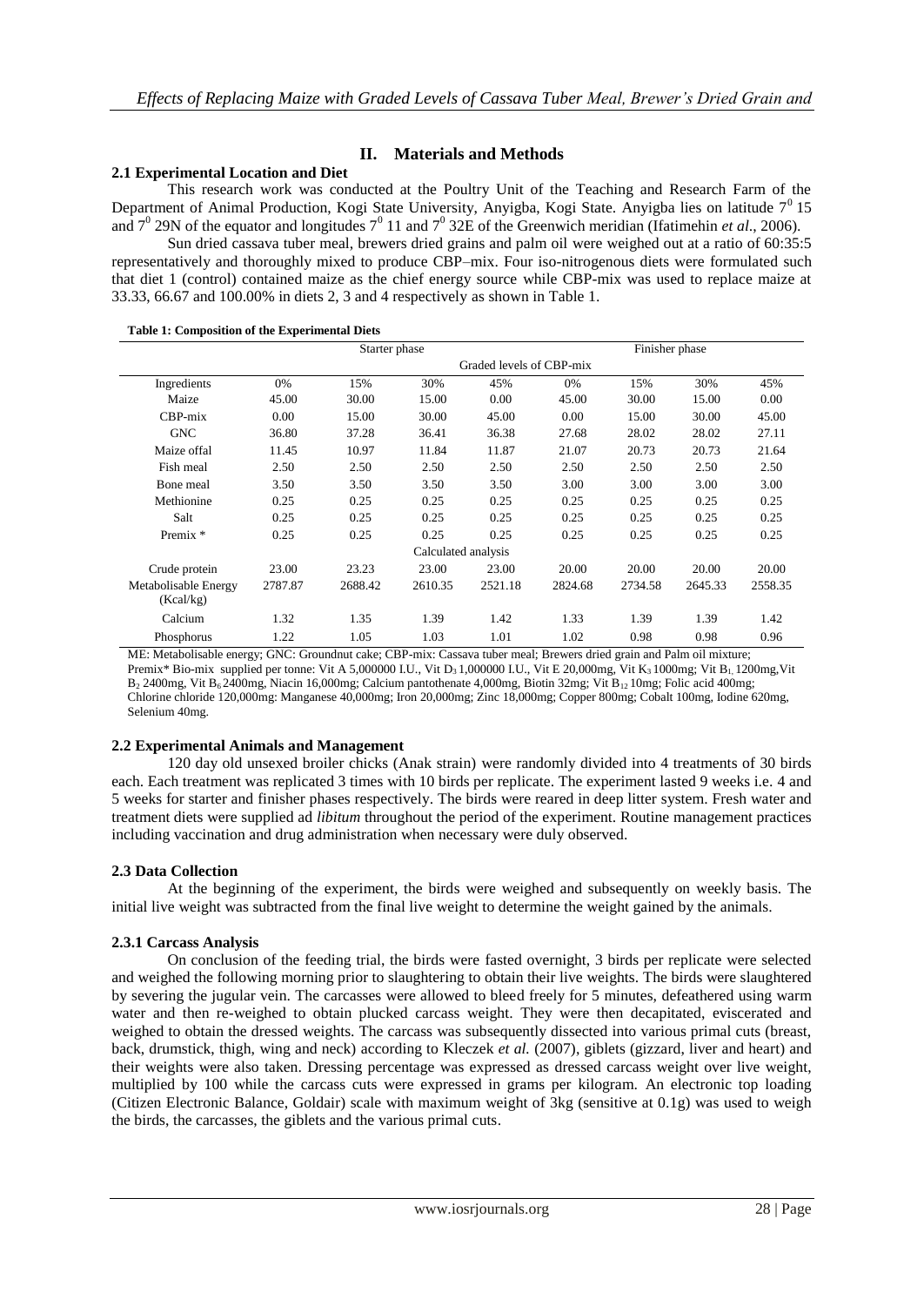## II. Materials and Methods

### 2.1 Experimental Location and Diet

This research work was conducted at the Poultry Unit of the Teaching and Research Farm of the Department of Animal Production, Kogi State University, Anyigba, Kogi State. Anyigba lies on latitude $7^0$ 15 and $7^0$ 29N of the equator and longitudes $7^0$ 11 and $7^0$ 32E of the Greenwich meridian (Ifatimehin *et al*., 2006).

Sun dried cassava tuber meal, brewers dried grains and palm oil were weighed out at a ratio of 60:35:5 representatively and thoroughly mixed to produce CBP–mix. Four iso-nitrogenous diets were formulated such that diet 1 (control) contained maize as the chief energy source while CBP-mix was used to replace maize at 33.33, 66.67 and 100.00% in diets 2, 3 and 4 respectively as shown in Table 1.

**Table 1: Composition of the Experimental Diets**

| | Starter phase | | | | Finisher phase | | | |
|---|---|---|---|---|---|---|---|---|
| | Graded levels of CBP-mix | | | | | | | |
| Ingredients | 0% | 15% | 30% | 45% | 0% | 15% | 30% | 45% |
| Maize | 45.00 | 30.00 | 15.00 | 0.00 | 45.00 | 30.00 | 15.00 | 0.00 |
| CBP-mix | 0.00 | 15.00 | 30.00 | 45.00 | 0.00 | 15.00 | 30.00 | 45.00 |
| GNC | 36.80 | 37.28 | 36.41 | 36.38 | 27.68 | 28.02 | 28.02 | 27.11 |
| Maize offal | 11.45 | 10.97 | 11.84 | 11.87 | 21.07 | 20.73 | 20.73 | 21.64 |
| Fish meal | 2.50 | 2.50 | 2.50 | 2.50 | 2.50 | 2.50 | 2.50 | 2.50 |
| Bone meal | 3.50 | 3.50 | 3.50 | 3.50 | 3.00 | 3.00 | 3.00 | 3.00 |
| Methionine | 0.25 | 0.25 | 0.25 | 0.25 | 0.25 | 0.25 | 0.25 | 0.25 |
| Salt | 0.25 | 0.25 | 0.25 | 0.25 | 0.25 | 0.25 | 0.25 | 0.25 |
| Premix * | 0.25 | 0.25 | 0.25 | 0.25 | 0.25 | 0.25 | 0.25 | 0.25 |
| | Calculated analysis | | | | | | | |
| Crude protein | 23.00 | 23.23 | 23.00 | 23.00 | 20.00 | 20.00 | 20.00 | 20.00 |
| Metabolisable Energy (Kcal/kg) | 2787.87 | 2688.42 | 2610.35 | 2521.18 | 2824.68 | 2734.58 | 2645.33 | 2558.35 |
| Calcium | 1.32 | 1.35 | 1.39 | 1.42 | 1.33 | 1.39 | 1.39 | 1.42 |
| Phosphorus | 1.22 | 1.05 | 1.03 | 1.01 | 1.02 | 0.98 | 0.98 | 0.96 |

ME: Metabolisable energy; GNC: Groundnut cake; CBP-mix: Cassava tuber meal; Brewers dried grain and Palm oil mixture; Premix* Bio-mix supplied per tonne: Vit A 5,000000 I.U., Vit $D_3$ 1,000000 I.U., Vit E 20,000mg, Vit $K_3$ 1000mg; Vit $B_1$ 1200mg, Vit $B_2$ 2400mg, Vit $B_6$ 2400mg, Niacin 16,000mg; Calcium pantothenate 4,000mg, Biotin 32mg; Vit $B_{12}$ 10mg; Folic acid 400mg; Chlorine chloride 120,000mg: Manganese 40,000mg; Iron 20,000mg; Zinc 18,000mg; Copper 800mg; Cobalt 100mg, Iodine 620mg, Selenium 40mg.

### 2.2 Experimental Animals and Management

120 day old unsexed broiler chicks (Anak strain) were randomly divided into 4 treatments of 30 birds each. Each treatment was replicated 3 times with 10 birds per replicate. The experiment lasted 9 weeks i.e. 4 and 5 weeks for starter and finisher phases respectively. The birds were reared in deep litter system. Fresh water and treatment diets were supplied ad *libitum* throughout the period of the experiment. Routine management practices including vaccination and drug administration when necessary were duly observed.

### 2.3 Data Collection

At the beginning of the experiment, the birds were weighed and subsequently on weekly basis. The initial live weight was subtracted from the final live weight to determine the weight gained by the animals.

#### 2.3.1 Carcass Analysis

On conclusion of the feeding trial, the birds were fasted overnight, 3 birds per replicate were selected and weighed the following morning prior to slaughtering to obtain their live weights. The birds were slaughtered by severing the jugular vein. The carcasses were allowed to bleed freely for 5 minutes, defeathered using warm water and then re-weighed to obtain plucked carcass weight. They were then decapitated, eviscerated and weighed to obtain the dressed weights. The carcass was subsequently dissected into various primal cuts (breast, back, drumstick, thigh, wing and neck) according to Kleczek *et al.* (2007), giblets (gizzard, liver and heart) and their weights were also taken. Dressing percentage was expressed as dressed carcass weight over live weight, multiplied by 100 while the carcass cuts were expressed in grams per kilogram. An electronic top loading (Citizen Electronic Balance, Goldair) scale with maximum weight of 3kg (sensitive at 0.1g) was used to weigh the birds, the carcasses, the giblets and the various primal cuts.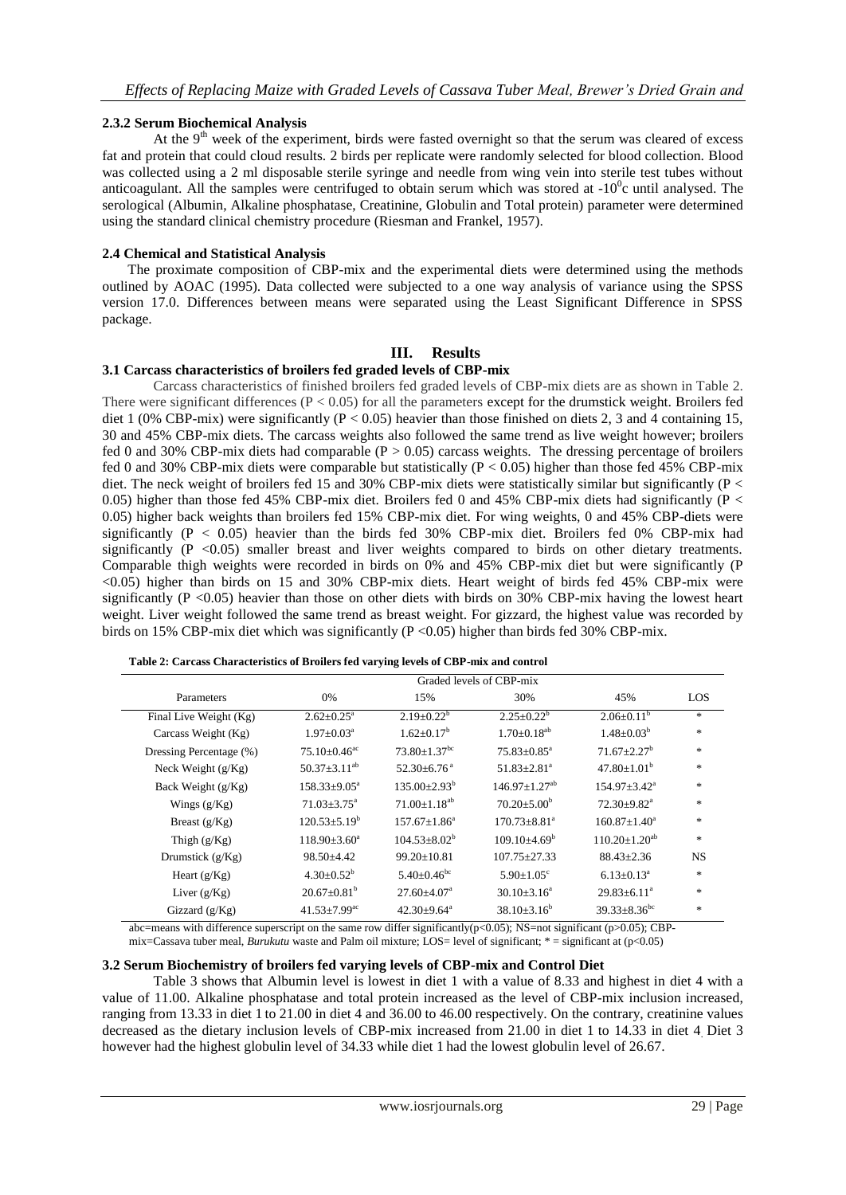### 2.3.2 Serum Biochemical Analysis

At the 9[th] week of the experiment, birds were fasted overnight so that the serum was cleared of excess fat and protein that could cloud results. 2 birds per replicate were randomly selected for blood collection. Blood was collected using a 2 ml disposable sterile syringe and needle from wing vein into sterile test tubes without anticoagulant. All the samples were centrifuged to obtain serum which was stored at -10$^0$c until analysed. The serological (Albumin, Alkaline phosphatase, Creatinine, Globulin and Total protein) parameter were determined using the standard clinical chemistry procedure (Riesman and Frankel, 1957).

### 2.4 Chemical and Statistical Analysis

The proximate composition of CBP-mix and the experimental diets were determined using the methods outlined by AOAC (1995). Data collected were subjected to a one way analysis of variance using the SPSS version 17.0. Differences between means were separated using the Least Significant Difference in SPSS package.

## III. Results

### 3.1 Carcass characteristics of broilers fed graded levels of CBP-mix

Carcass characteristics of finished broilers fed graded levels of CBP-mix diets are as shown in Table 2. There were significant differences ($P < 0.05$) for all the parameters except for the drumstick weight. Broilers fed diet 1 (0% CBP-mix) were significantly ($P < 0.05$) heavier than those finished on diets 2, 3 and 4 containing 15, 30 and 45% CBP-mix diets. The carcass weights also followed the same trend as live weight however; broilers fed 0 and 30% CBP-mix diets had comparable ($P > 0.05$) carcass weights. The dressing percentage of broilers fed 0 and 30% CBP-mix diets were comparable but statistically ($P < 0.05$) higher than those fed 45% CBP-mix diet. The neck weight of broilers fed 15 and 30% CBP-mix diets were statistically similar but significantly ($P < 0.05$) higher than those fed 45% CBP-mix diet. Broilers fed 0 and 45% CBP-mix diets had significantly ($P < 0.05$) higher back weights than broilers fed 15% CBP-mix diet. For wing weights, 0 and 45% CBP-diets were significantly ($P < 0.05$) heavier than the birds fed 30% CBP-mix diet. Broilers fed 0% CBP-mix had significantly ($P < 0.05$) smaller breast and liver weights compared to birds on other dietary treatments. Comparable thigh weights were recorded in birds on 0% and 45% CBP-mix diet but were significantly ($P < 0.05$) higher than birds on 15 and 30% CBP-mix diets. Heart weight of birds fed 45% CBP-mix were significantly ($P < 0.05$) heavier than those on other diets with birds on 30% CBP-mix having the lowest heart weight. Liver weight followed the same trend as breast weight. For gizzard, the highest value was recorded by birds on 15% CBP-mix diet which was significantly ($P < 0.05$) higher than birds fed 30% CBP-mix.

**Table 2: Carcass Characteristics of Broilers fed varying levels of CBP-mix and control**

| | Graded levels of CBP-mix | | | | |
|---|---|---|---|---|---|
| Parameters | 0% | 15% | 30% | 45% | LOS |
| Final Live Weight (Kg) | $2.62 \pm 0.25^a$ | $2.19 \pm 0.22^b$ | $2.25 \pm 0.22^b$ | $2.06 \pm 0.11^b$ | * |
| Carcass Weight (Kg) | $1.97 \pm 0.03^a$ | $1.62 \pm 0.17^b$ | $1.70 \pm 0.18^{ab}$ | $1.48 \pm 0.03^b$ | * |
| Dressing Percentage (%) | $75.10 \pm 0.46^{ac}$ | $73.80 \pm 1.37^{bc}$ | $75.83 \pm 0.85^a$ | $71.67 \pm 2.27^b$ | * |
| Neck Weight (g/Kg) | $50.37 \pm 3.11^{ab}$ | $52.30 \pm 6.76^a$ | $51.83 \pm 2.81^a$ | $47.80 \pm 1.01^b$ | * |
| Back Weight (g/Kg) | $158.33 \pm 9.05^a$ | $135.00 \pm 2.93^b$ | $146.97 \pm 1.27^{ab}$ | $154.97 \pm 3.42^a$ | * |
| Wings (g/Kg) | $71.03 \pm 3.75^a$ | $71.00 \pm 1.18^{ab}$ | $70.20 \pm 5.00^b$ | $72.30 \pm 9.82^a$ | * |
| Breast (g/Kg) | $120.53 \pm 5.19^b$ | $157.67 \pm 1.86^a$ | $170.73 \pm 8.81^a$ | $160.87 \pm 1.40^a$ | * |
| Thigh (g/Kg) | $118.90 \pm 3.60^a$ | $104.53 \pm 8.02^b$ | $109.10 \pm 4.69^b$ | $110.20 \pm 1.20^{ab}$ | * |
| Drumstick (g/Kg) | $98.50 \pm 4.42$ | $99.20 \pm 10.81$ | $107.75 \pm 27.33$ | $88.43 \pm 2.36$ | NS |
| Heart (g/Kg) | $4.30 \pm 0.52^b$ | $5.40 \pm 0.46^{bc}$ | $5.90 \pm 1.05^c$ | $6.13 \pm 0.13^a$ | * |
| Liver (g/Kg) | $20.67 \pm 0.81^b$ | $27.60 \pm 4.07^a$ | $30.10 \pm 3.16^a$ | $29.83 \pm 6.11^a$ | * |
| Gizzard (g/Kg) | $41.53 \pm 7.99^{ac}$ | $42.30 \pm 9.64^a$ | $38.10 \pm 3.16^b$ | $39.33 \pm 8.36^{bc}$ | * |

abc=means with difference superscript on the same row differ significantly($p<0.05$); NS=not significant ($p>0.05$); CBP-mix=Cassava tuber meal, *Burukutu* waste and Palm oil mixture; LOS= level of significant; * = significant at ($p<0.05$)

### 3.2 Serum Biochemistry of broilers fed varying levels of CBP-mix and Control Diet

Table 3 shows that Albumin level is lowest in diet 1 with a value of 8.33 and highest in diet 4 with a value of 11.00. Alkaline phosphatase and total protein increased as the level of CBP-mix inclusion increased, ranging from 13.33 in diet 1 to 21.00 in diet 4 and 36.00 to 46.00 respectively. On the contrary, creatinine values decreased as the dietary inclusion levels of CBP-mix increased from 21.00 in diet 1 to 14.33 in diet 4. Diet 3 however had the highest globulin level of 34.33 while diet 1 had the lowest globulin level of 26.67.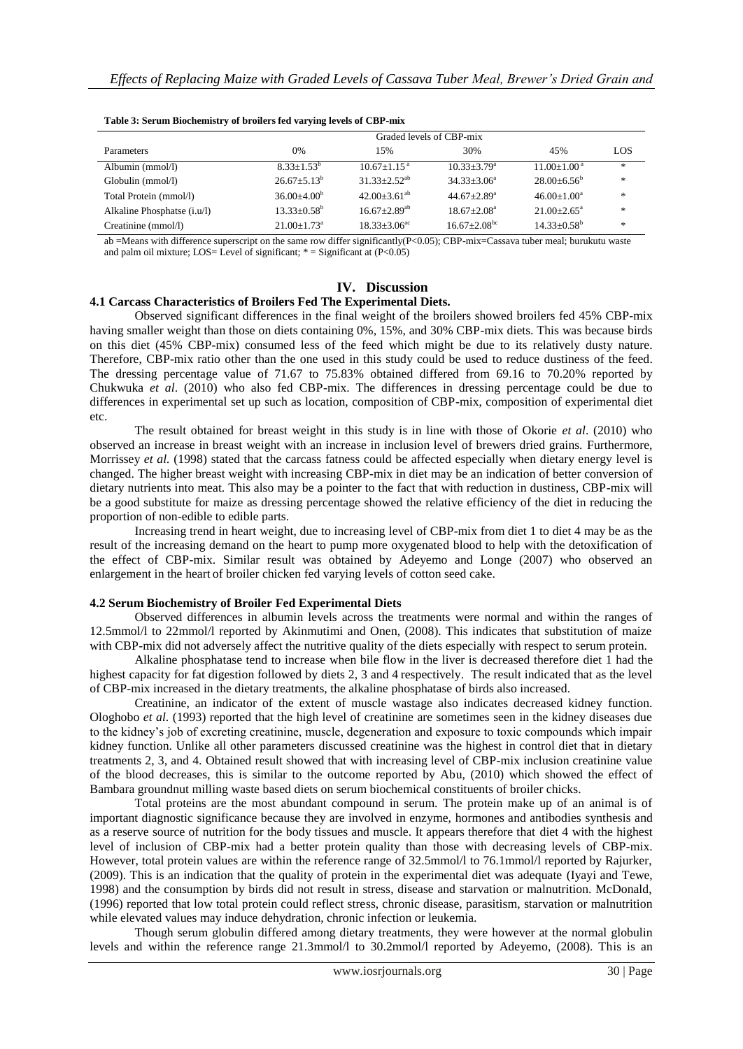**Table 3: Serum Biochemistry of broilers fed varying levels of CBP-mix**

| Parameters | Graded levels of CBP-mix | | | | |
|---|---|---|---|---|---|
| | 0% | 15% | 30% | 45% | LOS |
| Albumin (mmol/l) | $8.33\pm1.53^{b}$ | $10.67\pm1.15^{a}$ | $10.33\pm3.79^{a}$ | $11.00\pm1.00^{a}$ | * |
| Globulin (mmol/l) | $26.67\pm5.13^{b}$ | $31.33\pm2.52^{ab}$ | $34.33\pm3.06^{a}$ | $28.00\pm6.56^{b}$ | * |
| Total Protein (mmol/l) | $36.00\pm4.00^{b}$ | $42.00\pm3.61^{ab}$ | $44.67\pm2.89^{a}$ | $46.00\pm1.00^{a}$ | * |
| Alkaline Phosphatse (i.u/l) | $13.33\pm0.58^{b}$ | $16.67\pm2.89^{ab}$ | $18.67\pm2.08^{a}$ | $21.00\pm2.65^{a}$ | * |
| Creatinine (mmol/l) | $21.00\pm1.73^{a}$ | $18.33\pm3.06^{ac}$ | $16.67\pm2.08^{bc}$ | $14.33\pm0.58^{b}$ | * |

ab =Means with difference superscript on the same row differ significantly($P<0.05$); CBP-mix=Cassava tuber meal; burukutu waste and palm oil mixture; LOS= Level of significant; * = Significant at ($P<0.05$)

## IV. Discussion

### 4.1 Carcass Characteristics of Broilers Fed The Experimental Diets.

Observed significant differences in the final weight of the broilers showed broilers fed 45% CBP-mix having smaller weight than those on diets containing 0%, 15%, and 30% CBP-mix diets. This was because birds on this diet (45% CBP-mix) consumed less of the feed which might be due to its relatively dusty nature. Therefore, CBP-mix ratio other than the one used in this study could be used to reduce dustiness of the feed. The dressing percentage value of 71.67 to 75.83% obtained differed from 69.16 to 70.20% reported by Chukwuka *et al*. (2010) who also fed CBP-mix. The differences in dressing percentage could be due to differences in experimental set up such as location, composition of CBP-mix, composition of experimental diet etc.

The result obtained for breast weight in this study is in line with those of Okorie *et al*. (2010) who observed an increase in breast weight with an increase in inclusion level of brewers dried grains. Furthermore, Morrissey *et al.* (1998) stated that the carcass fatness could be affected especially when dietary energy level is changed. The higher breast weight with increasing CBP-mix in diet may be an indication of better conversion of dietary nutrients into meat. This also may be a pointer to the fact that with reduction in dustiness, CBP-mix will be a good substitute for maize as dressing percentage showed the relative efficiency of the diet in reducing the proportion of non-edible to edible parts.

Increasing trend in heart weight, due to increasing level of CBP-mix from diet 1 to diet 4 may be as the result of the increasing demand on the heart to pump more oxygenated blood to help with the detoxification of the effect of CBP-mix. Similar result was obtained by Adeyemo and Longe (2007) who observed an enlargement in the heart of broiler chicken fed varying levels of cotton seed cake.

### 4.2 Serum Biochemistry of Broiler Fed Experimental Diets

Observed differences in albumin levels across the treatments were normal and within the ranges of 12.5mmol/l to 22mmol/l reported by Akinmutimi and Onen, (2008). This indicates that substitution of maize with CBP-mix did not adversely affect the nutritive quality of the diets especially with respect to serum protein.

Alkaline phosphatase tend to increase when bile flow in the liver is decreased therefore diet 1 had the highest capacity for fat digestion followed by diets 2, 3 and 4 respectively. The result indicated that as the level of CBP-mix increased in the dietary treatments, the alkaline phosphatase of birds also increased.

Creatinine, an indicator of the extent of muscle wastage also indicates decreased kidney function. Ologhobo *et al*. (1993) reported that the high level of creatinine are sometimes seen in the kidney diseases due to the kidney's job of excreting creatinine, muscle, degeneration and exposure to toxic compounds which impair kidney function. Unlike all other parameters discussed creatinine was the highest in control diet that in dietary treatments 2, 3, and 4. Obtained result showed that with increasing level of CBP-mix inclusion creatinine value of the blood decreases, this is similar to the outcome reported by Abu, (2010) which showed the effect of Bambara groundnut milling waste based diets on serum biochemical constituents of broiler chicks.

Total proteins are the most abundant compound in serum. The protein make up of an animal is of important diagnostic significance because they are involved in enzyme, hormones and antibodies synthesis and as a reserve source of nutrition for the body tissues and muscle. It appears therefore that diet 4 with the highest level of inclusion of CBP-mix had a better protein quality than those with decreasing levels of CBP-mix. However, total protein values are within the reference range of 32.5mmol/l to 76.1mmol/l reported by Rajurker, (2009). This is an indication that the quality of protein in the experimental diet was adequate (Iyayi and Tewe, 1998) and the consumption by birds did not result in stress, disease and starvation or malnutrition. McDonald, (1996) reported that low total protein could reflect stress, chronic disease, parasitism, starvation or malnutrition while elevated values may induce dehydration, chronic infection or leukemia.

Though serum globulin differed among dietary treatments, they were however at the normal globulin levels and within the reference range 21.3mmol/l to 30.2mmol/l reported by Adeyemo, (2008). This is an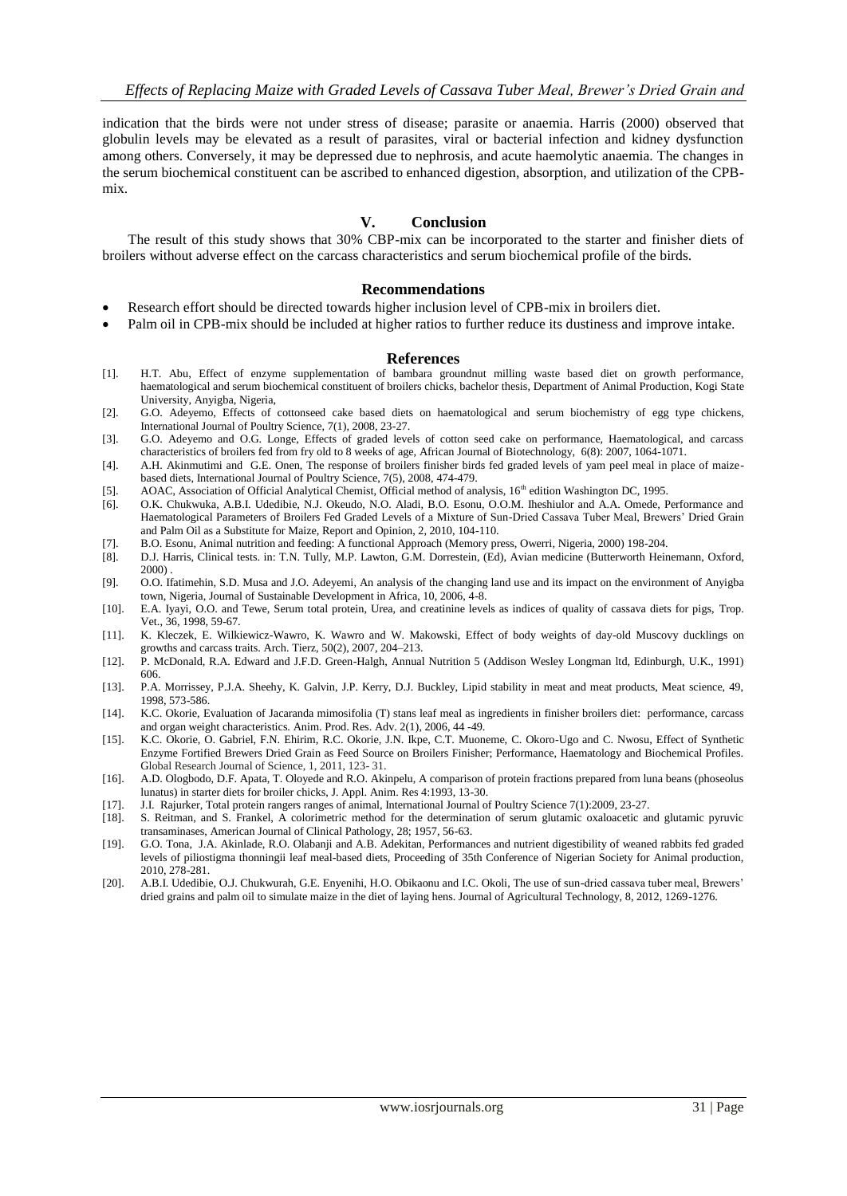indication that the birds were not under stress of disease; parasite or anaemia. Harris (2000) observed that globulin levels may be elevated as a result of parasites, viral or bacterial infection and kidney dysfunction among others. Conversely, it may be depressed due to nephrosis, and acute haemolytic anaemia. The changes in the serum biochemical constituent can be ascribed to enhanced digestion, absorption, and utilization of the CPB-mix.

## V. Conclusion

The result of this study shows that 30% CBP-mix can be incorporated to the starter and finisher diets of broilers without adverse effect on the carcass characteristics and serum biochemical profile of the birds.

## Recommendations

- Research effort should be directed towards higher inclusion level of CPB-mix in broilers diet.
- Palm oil in CPB-mix should be included at higher ratios to further reduce its dustiness and improve intake.

## References

[1]. H.T. Abu, Effect of enzyme supplementation of bambara groundnut milling waste based diet on growth performance, haematological and serum biochemical constituent of broilers chicks, bachelor thesis, Department of Animal Production, Kogi State University, Anyigba, Nigeria,

[2]. G.O. Adeyemo, Effects of cottonseed cake based diets on haematological and serum biochemistry of egg type chickens, International Journal of Poultry Science, 7(1), 2008, 23-27.

[3]. G.O. Adeyemo and O.G. Longe, Effects of graded levels of cotton seed cake on performance, Haematological, and carcass characteristics of broilers fed from fry old to 8 weeks of age, African Journal of Biotechnology, 6(8): 2007, 1064-1071.

[4]. A.H. Akinmutimi and G.E. Onen, The response of broilers finisher birds fed graded levels of yam peel meal in place of maize-based diets, International Journal of Poultry Science, 7(5), 2008, 474-479.

[5]. AOAC, Association of Official Analytical Chemist, Official method of analysis, 16th edition Washington DC, 1995.

[6]. O.K. Chukwuka, A.B.I. Udedibie, N.J. Okeudo, N.O. Aladi, B.O. Esonu, O.O.M. Iheshiulor and A.A. Omede, Performance and Haematological Parameters of Broilers Fed Graded Levels of a Mixture of Sun-Dried Cassava Tuber Meal, Brewers' Dried Grain and Palm Oil as a Substitute for Maize, Report and Opinion, 2, 2010, 104-110.

[7]. B.O. Esonu, Animal nutrition and feeding: A functional Approach (Memory press, Owerri, Nigeria, 2000) 198-204.

[8]. D.J. Harris, Clinical tests. in: T.N. Tully, M.P. Lawton, G.M. Dorrestein, (Ed), Avian medicine (Butterworth Heinemann, Oxford, 2000) .

[9]. O.O. Ifatimehin, S.D. Musa and J.O. Adeyemi, An analysis of the changing land use and its impact on the environment of Anyigba town, Nigeria, Journal of Sustainable Development in Africa, 10, 2006, 4-8.

[10]. E.A. Iyayi, O.O. and Tewe, Serum total protein, Urea, and creatinine levels as indices of quality of cassava diets for pigs, Trop. Vet., 36, 1998, 59-67.

[11]. K. Kleczek, E. Wilkiewicz-Wawro, K. Wawro and W. Makowski, Effect of body weights of day-old Muscovy ducklings on growths and carcass traits. Arch. Tierz, 50(2), 2007, 204–213.

[12]. P. McDonald, R.A. Edward and J.F.D. Green-Halgh, Annual Nutrition 5 (Addison Wesley Longman ltd, Edinburgh, U.K., 1991) 606.

[13]. P.A. Morrissey, P.J.A. Sheehy, K. Galvin, J.P. Kerry, D.J. Buckley, Lipid stability in meat and meat products, Meat science, 49, 1998, 573-586.

[14]. K.C. Okorie, Evaluation of Jacaranda mimosifolia (T) stans leaf meal as ingredients in finisher broilers diet: performance, carcass and organ weight characteristics. Anim. Prod. Res. Adv. 2(1), 2006, 44 -49.

[15]. K.C. Okorie, O. Gabriel, F.N. Ehirim, R.C. Okorie, J.N. Ikpe, C.T. Muoneme, C. Okoro-Ugo and C. Nwosu, Effect of Synthetic Enzyme Fortified Brewers Dried Grain as Feed Source on Broilers Finisher; Performance, Haematology and Biochemical Profiles. Global Research Journal of Science, 1, 2011, 123- 31.

[16]. A.D. Ologbodo, D.F. Apata, T. Oloyede and R.O. Akinpelu, A comparison of protein fractions prepared from luna beans (phoseolus lunatus) in starter diets for broiler chicks, J. Appl. Anim. Res 4:1993, 13-30.

[17]. J.I. Rajurker, Total protein rangers ranges of animal, International Journal of Poultry Science 7(1):2009, 23-27.

[18]. S. Reitman, and S. Frankel, A colorimetric method for the determination of serum glutamic oxaloacetic and glutamic pyruvic transaminases, American Journal of Clinical Pathology, 28; 1957, 56-63.

[19]. G.O. Tona, J.A. Akinlade, R.O. Olabanji and A.B. Adekitan, Performances and nutrient digestibility of weaned rabbits fed graded levels of piliostigma thonningii leaf meal-based diets, Proceeding of 35th Conference of Nigerian Society for Animal production, 2010, 278-281.

[20]. A.B.I. Udedibie, O.J. Chukwurah, G.E. Enyenihi, H.O. Obikaonu and I.C. Okoli, The use of sun-dried cassava tuber meal, Brewers' dried grains and palm oil to simulate maize in the diet of laying hens. Journal of Agricultural Technology, 8, 2012, 1269-1276.